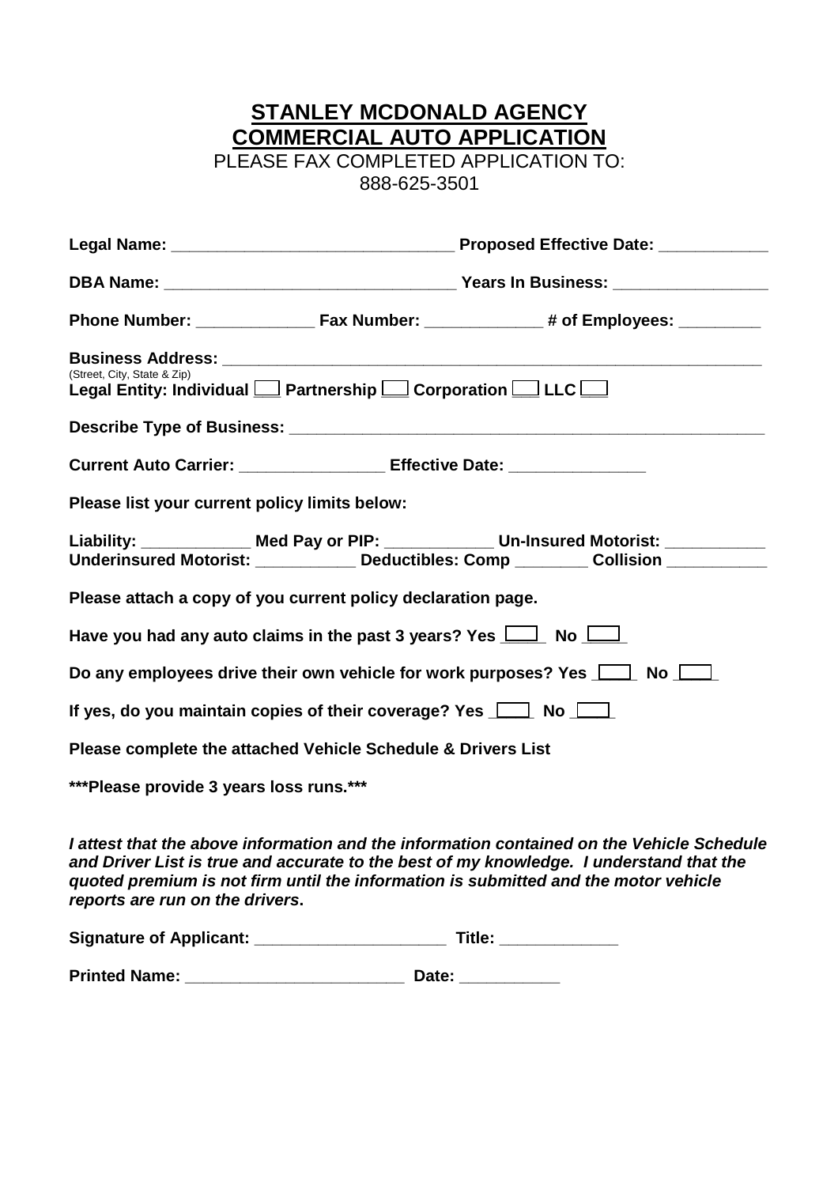# STANLEY MCDONALD AGENCY
# COMMERCIAL AUTO APPLICATION

PLEASE FAX COMPLETED APPLICATION TO:
888-625-3501

**Legal Name:** ______________________________ **Proposed Effective Date:** ___________

**DBA Name:** _______________________________ **Years In Business:** ________________

**Phone Number:** ____________ **Fax Number:** ____________ **# of Employees:** ________

**Business Address:** _____________________________________________________________
(Street, City, State & Zip)

**Legal Entity: Individual** ☐ **Partnership** ☐ **Corporation** ☐ **LLC** ☐

**Describe Type of Business:** ____________________________________________________

**Current Auto Carrier:** _______________ **Effective Date:** ______________

**Please list your current policy limits below:**

**Liability:** ___________ **Med Pay or PIP:** ___________ **Un-Insured Motorist:** __________
**Underinsured Motorist:** __________ **Deductibles: Comp** _______ **Collision** __________

**Please attach a copy of you current policy declaration page.**

**Have you had any auto claims in the past 3 years? Yes** ☐ **No** ☐

**Do any employees drive their own vehicle for work purposes? Yes** ☐ **No** ☐

**If yes, do you maintain copies of their coverage? Yes** ☐ **No** ☐

**Please complete the attached Vehicle Schedule & Drivers List**

**\*\*\*Please provide 3 years loss runs.\*\*\***

***I attest that the above information and the information contained on the Vehicle Schedule and Driver List is true and accurate to the best of my knowledge. I understand that the quoted premium is not firm until the information is submitted and the motor vehicle reports are run on the drivers.***

**Signature of Applicant:** ____________________ **Title:** ____________

**Printed Name:** _______________________ **Date:** __________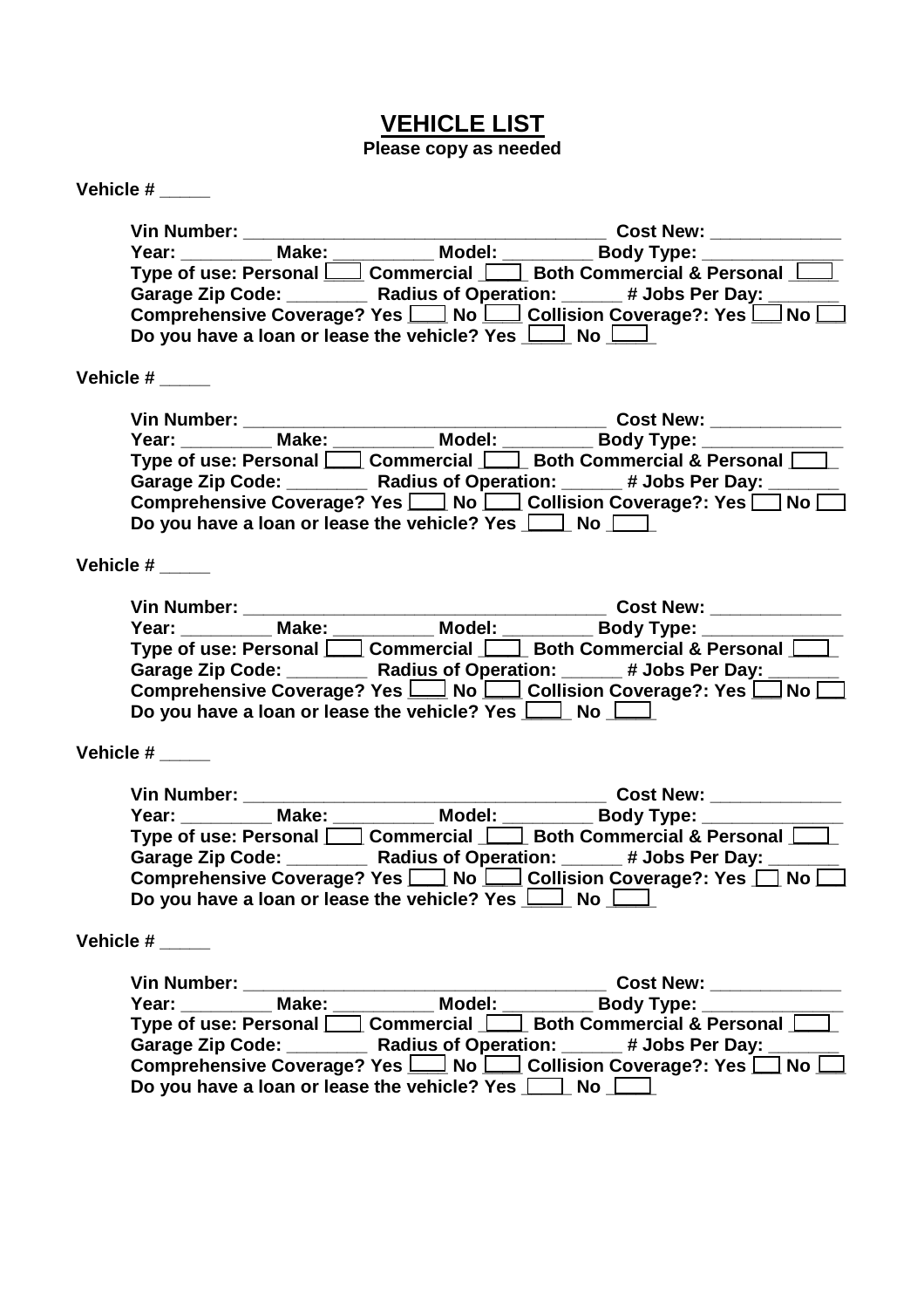# VEHICLE LIST

**Please copy as needed**

**Vehicle # _____**

**Vin Number:** ______________________________________ **Cost New:** _____________
**Year:** _________ **Make:** __________ **Model:** _________ **Body Type:** ______________
**Type of use: Personal** ☐ **Commercial** ☐ **Both Commercial & Personal** ☐
**Garage Zip Code:** ________ **Radius of Operation:** ______ **# Jobs Per Day:** _______
**Comprehensive Coverage? Yes** ☐ **No** ☐ **Collision Coverage?: Yes** ☐ **No** ☐
**Do you have a loan or lease the vehicle? Yes** ☐ **No** ☐

**Vehicle # _____**

**Vin Number:** ______________________________________ **Cost New:** _____________
**Year:** _________ **Make:** __________ **Model:** _________ **Body Type:** ______________
**Type of use: Personal** ☐ **Commercial** ☐ **Both Commercial & Personal** ☐
**Garage Zip Code:** ________ **Radius of Operation:** ______ **# Jobs Per Day:** _______
**Comprehensive Coverage? Yes** ☐ **No** ☐ **Collision Coverage?: Yes** ☐ **No** ☐
**Do you have a loan or lease the vehicle? Yes** ☐ **No** ☐

**Vehicle # _____**

**Vin Number:** ______________________________________ **Cost New:** _____________
**Year:** _________ **Make:** __________ **Model:** _________ **Body Type:** ______________
**Type of use: Personal** ☐ **Commercial** ☐ **Both Commercial & Personal** ☐
**Garage Zip Code:** ________ **Radius of Operation:** ______ **# Jobs Per Day:** _______
**Comprehensive Coverage? Yes** ☐ **No** ☐ **Collision Coverage?: Yes** ☐ **No** ☐
**Do you have a loan or lease the vehicle? Yes** ☐ **No** ☐

**Vehicle # _____**

**Vin Number:** ______________________________________ **Cost New:** _____________
**Year:** _________ **Make:** __________ **Model:** _________ **Body Type:** ______________
**Type of use: Personal** ☐ **Commercial** ☐ **Both Commercial & Personal** ☐
**Garage Zip Code:** ________ **Radius of Operation:** ______ **# Jobs Per Day:** _______
**Comprehensive Coverage? Yes** ☐ **No** ☐ **Collision Coverage?: Yes** ☐ **No** ☐
**Do you have a loan or lease the vehicle? Yes** ☐ **No** ☐

**Vehicle # _____**

**Vin Number:** ______________________________________ **Cost New:** _____________
**Year:** _________ **Make:** __________ **Model:** _________ **Body Type:** ______________
**Type of use: Personal** ☐ **Commercial** ☐ **Both Commercial & Personal** ☐
**Garage Zip Code:** ________ **Radius of Operation:** ______ **# Jobs Per Day:** _______
**Comprehensive Coverage? Yes** ☐ **No** ☐ **Collision Coverage?: Yes** ☐ **No** ☐
**Do you have a loan or lease the vehicle? Yes** ☐ **No** ☐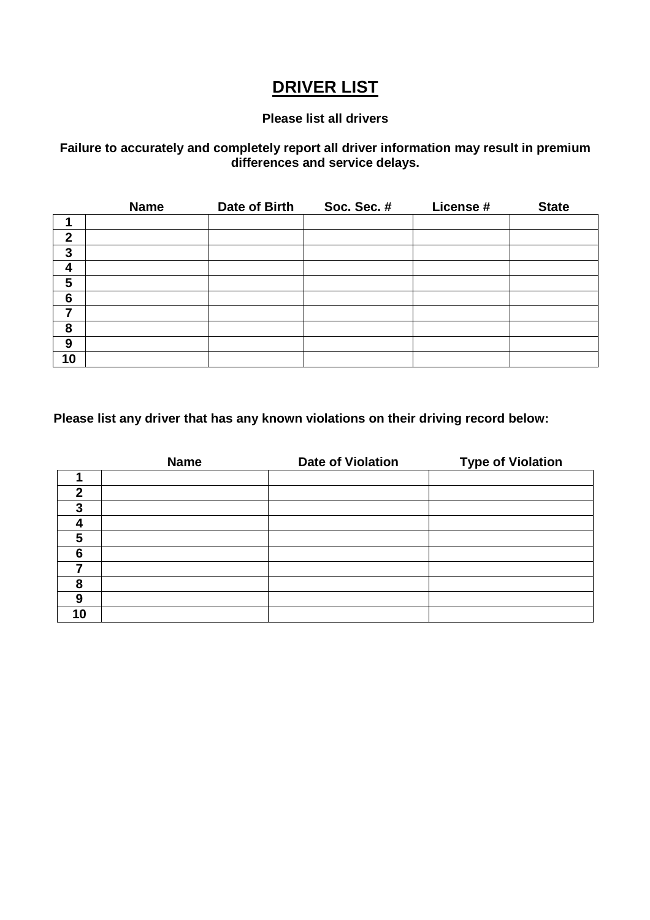# DRIVER LIST

**Please list all drivers**

**Failure to accurately and completely report all driver information may result in premium differences and service delays.**

| | Name | Date of Birth | Soc. Sec. # | License # | State |
|---|---|---|---|---|---|
| **1** | | | | | |
| **2** | | | | | |
| **3** | | | | | |
| **4** | | | | | |
| **5** | | | | | |
| **6** | | | | | |
| **7** | | | | | |
| **8** | | | | | |
| **9** | | | | | |
| **10** | | | | | |

**Please list any driver that has any known violations on their driving record below:**

| | Name | Date of Violation | Type of Violation |
|---|---|---|---|
| **1** | | | |
| **2** | | | |
| **3** | | | |
| **4** | | | |
| **5** | | | |
| **6** | | | |
| **7** | | | |
| **8** | | | |
| **9** | | | |
| **10** | | | |